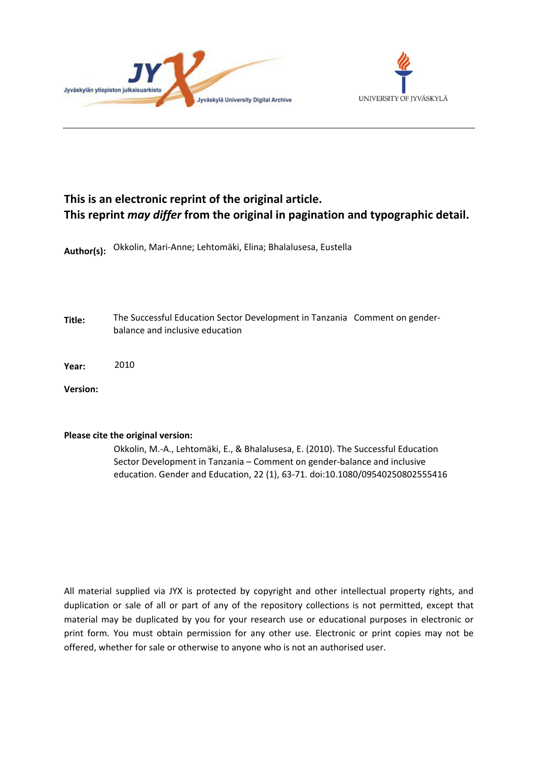Jyväskylän yliopiston julkaisuarkisto

Jyväskylä University Digital Archive

UNIVERSITY OF JYVÄSKYLÄ

**This is an electronic reprint of the original article.**
**This reprint *may differ* from the original in pagination and typographic detail.**

**Author(s):** Okkolin, Mari-Anne; Lehtomäki, Elina; Bhalalusesa, Eustella

**Title:** The Successful Education Sector Development in Tanzania Comment on gender-balance and inclusive education

**Year:** 2010

**Version:**

**Please cite the original version:**

Okkolin, M.-A., Lehtomäki, E., & Bhalalusesa, E. (2010). The Successful Education Sector Development in Tanzania – Comment on gender-balance and inclusive education. Gender and Education, 22 (1), 63-71. doi:10.1080/09540250802555416

All material supplied via JYX is protected by copyright and other intellectual property rights, and duplication or sale of all or part of any of the repository collections is not permitted, except that material may be duplicated by you for your research use or educational purposes in electronic or print form. You must obtain permission for any other use. Electronic or print copies may not be offered, whether for sale or otherwise to anyone who is not an authorised user.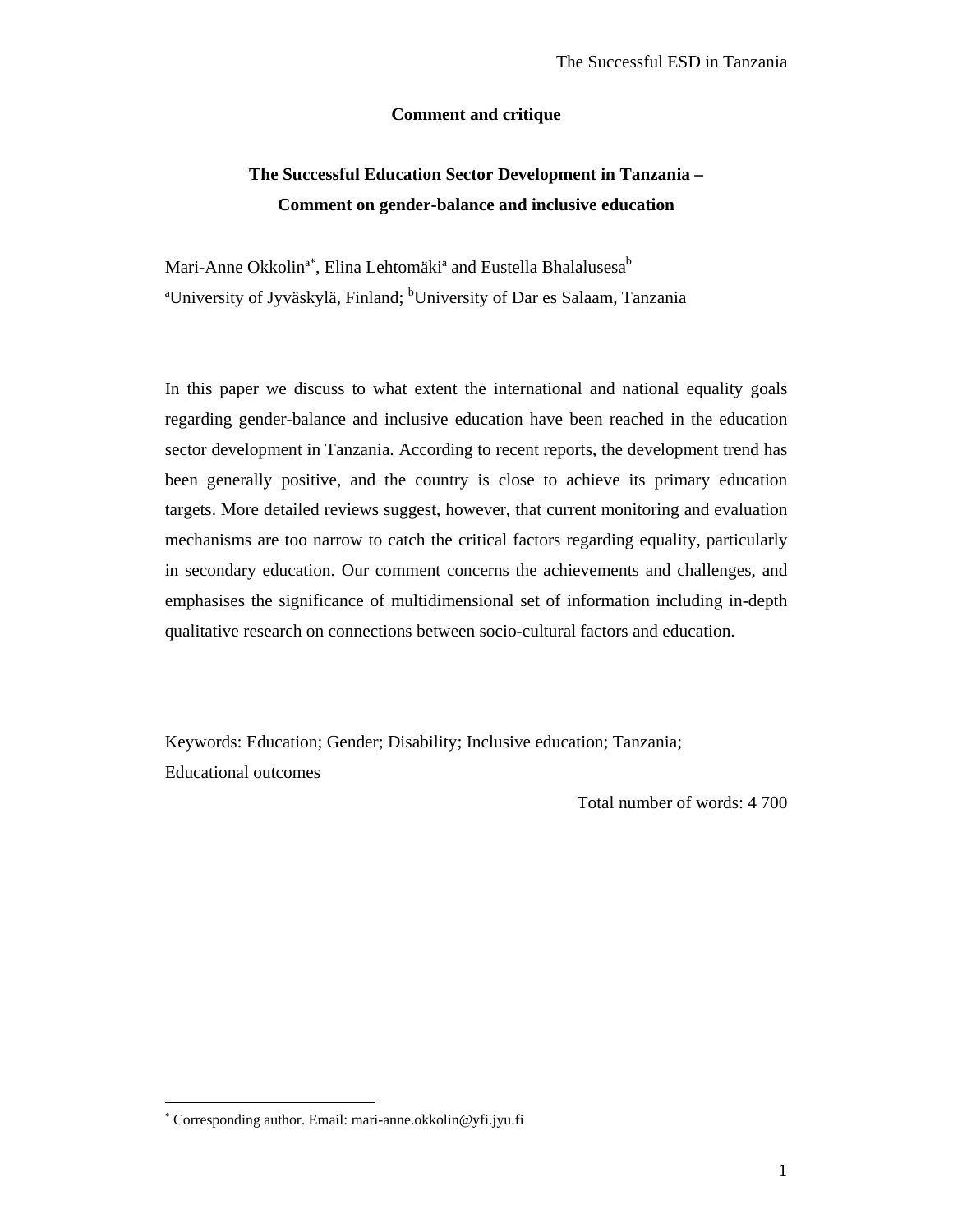**Comment and critique**

# The Successful Education Sector Development in Tanzania – Comment on gender-balance and inclusive education

Mari-Anne Okkolin[a*], Elina Lehtomäki[a] and Eustella Bhalalusesa[b]

[a]University of Jyväskylä, Finland; [b]University of Dar es Salaam, Tanzania

In this paper we discuss to what extent the international and national equality goals regarding gender-balance and inclusive education have been reached in the education sector development in Tanzania. According to recent reports, the development trend has been generally positive, and the country is close to achieve its primary education targets. More detailed reviews suggest, however, that current monitoring and evaluation mechanisms are too narrow to catch the critical factors regarding equality, particularly in secondary education. Our comment concerns the achievements and challenges, and emphasises the significance of multidimensional set of information including in-depth qualitative research on connections between socio-cultural factors and education.

Keywords: Education; Gender; Disability; Inclusive education; Tanzania; Educational outcomes

Total number of words: 4 700

[*] Corresponding author. Email: mari-anne.okkolin@yfi.jyu.fi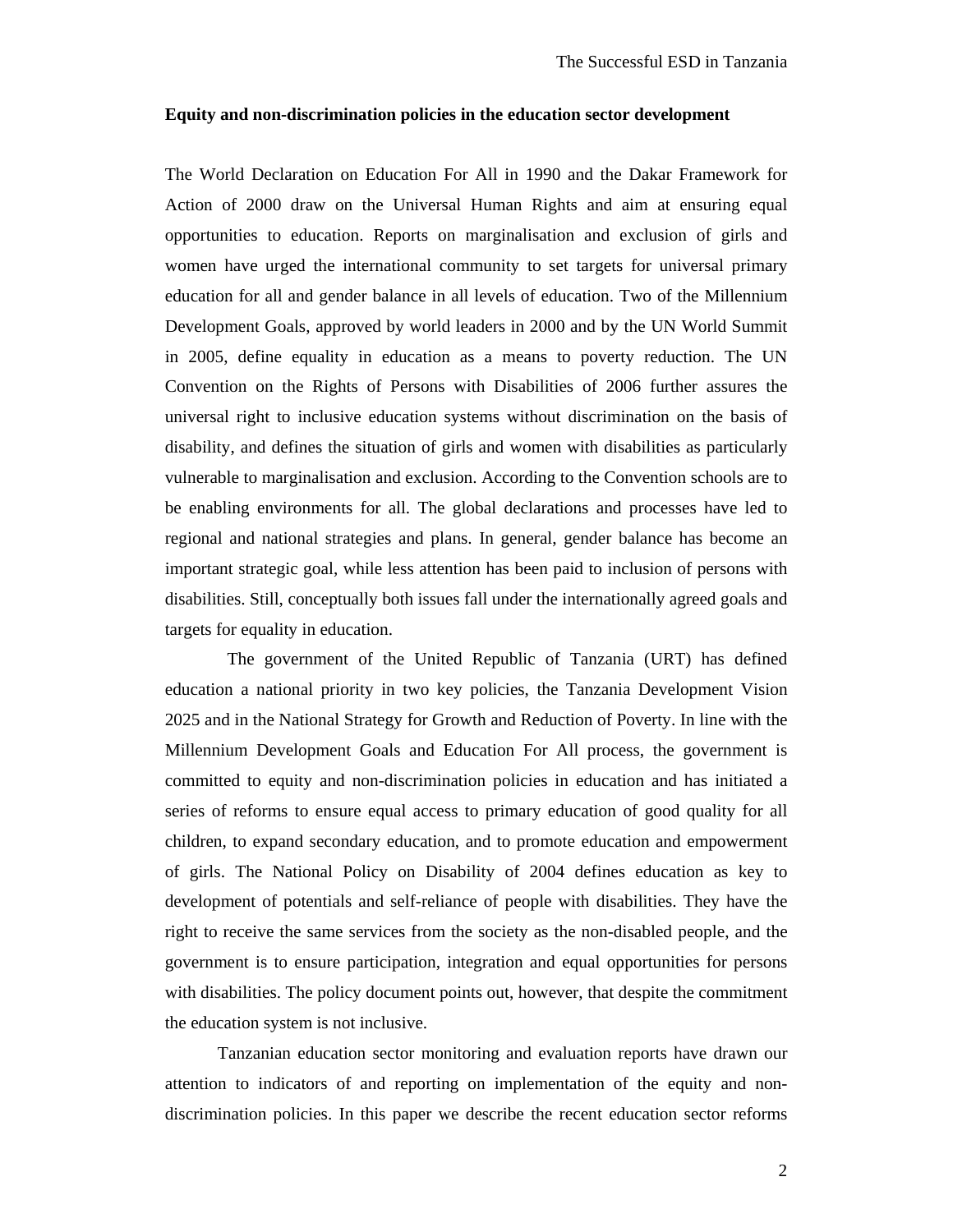**Equity and non-discrimination policies in the education sector development**

The World Declaration on Education For All in 1990 and the Dakar Framework for Action of 2000 draw on the Universal Human Rights and aim at ensuring equal opportunities to education. Reports on marginalisation and exclusion of girls and women have urged the international community to set targets for universal primary education for all and gender balance in all levels of education. Two of the Millennium Development Goals, approved by world leaders in 2000 and by the UN World Summit in 2005, define equality in education as a means to poverty reduction. The UN Convention on the Rights of Persons with Disabilities of 2006 further assures the universal right to inclusive education systems without discrimination on the basis of disability, and defines the situation of girls and women with disabilities as particularly vulnerable to marginalisation and exclusion. According to the Convention schools are to be enabling environments for all. The global declarations and processes have led to regional and national strategies and plans. In general, gender balance has become an important strategic goal, while less attention has been paid to inclusion of persons with disabilities. Still, conceptually both issues fall under the internationally agreed goals and targets for equality in education.

The government of the United Republic of Tanzania (URT) has defined education a national priority in two key policies, the Tanzania Development Vision 2025 and in the National Strategy for Growth and Reduction of Poverty. In line with the Millennium Development Goals and Education For All process, the government is committed to equity and non-discrimination policies in education and has initiated a series of reforms to ensure equal access to primary education of good quality for all children, to expand secondary education, and to promote education and empowerment of girls. The National Policy on Disability of 2004 defines education as key to development of potentials and self-reliance of people with disabilities. They have the right to receive the same services from the society as the non-disabled people, and the government is to ensure participation, integration and equal opportunities for persons with disabilities. The policy document points out, however, that despite the commitment the education system is not inclusive.

Tanzanian education sector monitoring and evaluation reports have drawn our attention to indicators of and reporting on implementation of the equity and non-discrimination policies. In this paper we describe the recent education sector reforms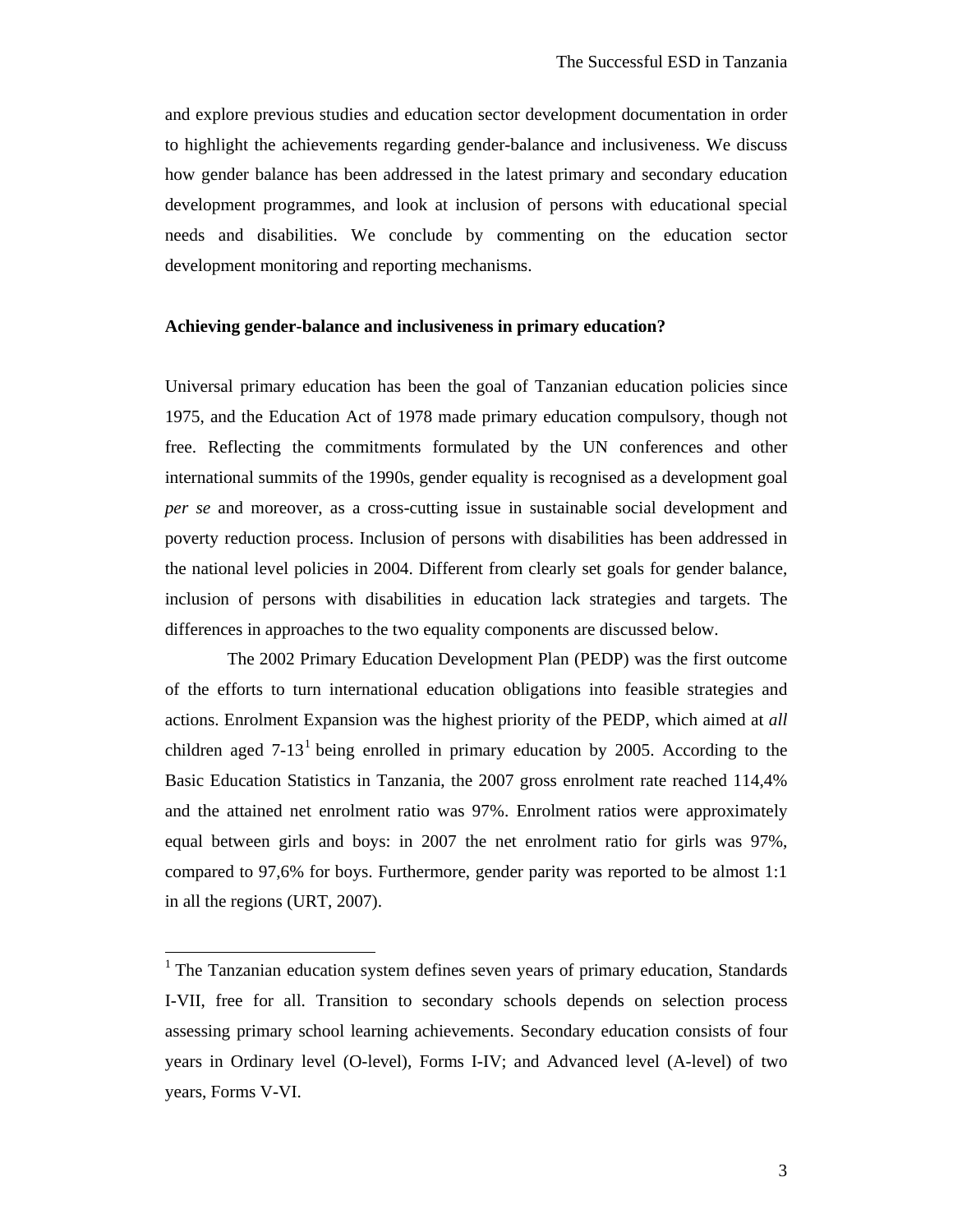and explore previous studies and education sector development documentation in order to highlight the achievements regarding gender-balance and inclusiveness. We discuss how gender balance has been addressed in the latest primary and secondary education development programmes, and look at inclusion of persons with educational special needs and disabilities. We conclude by commenting on the education sector development monitoring and reporting mechanisms.

**Achieving gender-balance and inclusiveness in primary education?**

Universal primary education has been the goal of Tanzanian education policies since 1975, and the Education Act of 1978 made primary education compulsory, though not free. Reflecting the commitments formulated by the UN conferences and other international summits of the 1990s, gender equality is recognised as a development goal *per se* and moreover, as a cross-cutting issue in sustainable social development and poverty reduction process. Inclusion of persons with disabilities has been addressed in the national level policies in 2004. Different from clearly set goals for gender balance, inclusion of persons with disabilities in education lack strategies and targets. The differences in approaches to the two equality components are discussed below.

The 2002 Primary Education Development Plan (PEDP) was the first outcome of the efforts to turn international education obligations into feasible strategies and actions. Enrolment Expansion was the highest priority of the PEDP, which aimed at *all* children aged 7-13[1] being enrolled in primary education by 2005. According to the Basic Education Statistics in Tanzania, the 2007 gross enrolment rate reached 114,4% and the attained net enrolment ratio was 97%. Enrolment ratios were approximately equal between girls and boys: in 2007 the net enrolment ratio for girls was 97%, compared to 97,6% for boys. Furthermore, gender parity was reported to be almost 1:1 in all the regions (URT, 2007).

[1] The Tanzanian education system defines seven years of primary education, Standards I-VII, free for all. Transition to secondary schools depends on selection process assessing primary school learning achievements. Secondary education consists of four years in Ordinary level (O-level), Forms I-IV; and Advanced level (A-level) of two years, Forms V-VI.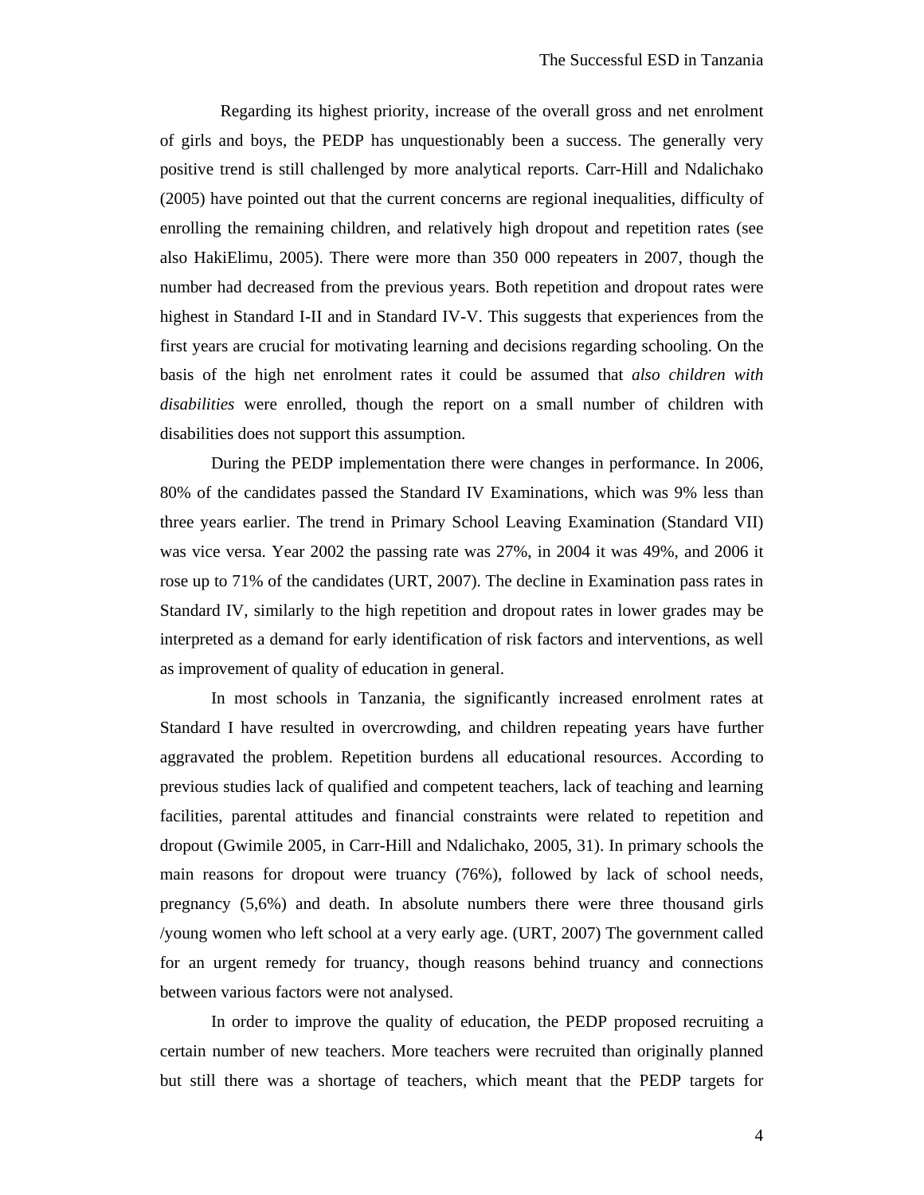Regarding its highest priority, increase of the overall gross and net enrolment of girls and boys, the PEDP has unquestionably been a success. The generally very positive trend is still challenged by more analytical reports. Carr-Hill and Ndalichako (2005) have pointed out that the current concerns are regional inequalities, difficulty of enrolling the remaining children, and relatively high dropout and repetition rates (see also HakiElimu, 2005). There were more than 350 000 repeaters in 2007, though the number had decreased from the previous years. Both repetition and dropout rates were highest in Standard I-II and in Standard IV-V. This suggests that experiences from the first years are crucial for motivating learning and decisions regarding schooling. On the basis of the high net enrolment rates it could be assumed that *also children with disabilities* were enrolled, though the report on a small number of children with disabilities does not support this assumption.

During the PEDP implementation there were changes in performance. In 2006, 80% of the candidates passed the Standard IV Examinations, which was 9% less than three years earlier. The trend in Primary School Leaving Examination (Standard VII) was vice versa. Year 2002 the passing rate was 27%, in 2004 it was 49%, and 2006 it rose up to 71% of the candidates (URT, 2007). The decline in Examination pass rates in Standard IV, similarly to the high repetition and dropout rates in lower grades may be interpreted as a demand for early identification of risk factors and interventions, as well as improvement of quality of education in general.

In most schools in Tanzania, the significantly increased enrolment rates at Standard I have resulted in overcrowding, and children repeating years have further aggravated the problem. Repetition burdens all educational resources. According to previous studies lack of qualified and competent teachers, lack of teaching and learning facilities, parental attitudes and financial constraints were related to repetition and dropout (Gwimile 2005, in Carr-Hill and Ndalichako, 2005, 31). In primary schools the main reasons for dropout were truancy (76%), followed by lack of school needs, pregnancy (5,6%) and death. In absolute numbers there were three thousand girls /young women who left school at a very early age. (URT, 2007) The government called for an urgent remedy for truancy, though reasons behind truancy and connections between various factors were not analysed.

In order to improve the quality of education, the PEDP proposed recruiting a certain number of new teachers. More teachers were recruited than originally planned but still there was a shortage of teachers, which meant that the PEDP targets for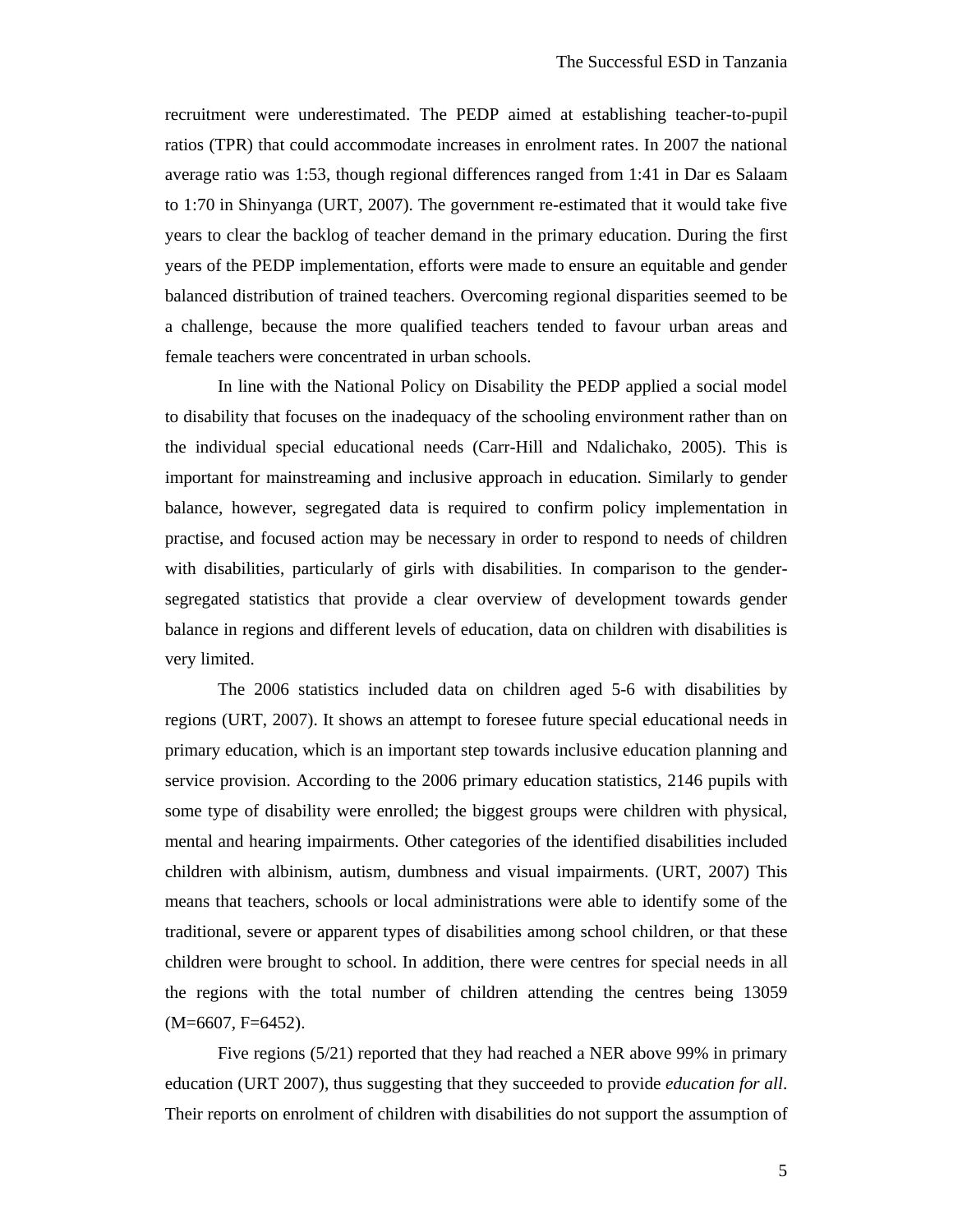recruitment were underestimated. The PEDP aimed at establishing teacher-to-pupil ratios (TPR) that could accommodate increases in enrolment rates. In 2007 the national average ratio was 1:53, though regional differences ranged from 1:41 in Dar es Salaam to 1:70 in Shinyanga (URT, 2007). The government re-estimated that it would take five years to clear the backlog of teacher demand in the primary education. During the first years of the PEDP implementation, efforts were made to ensure an equitable and gender balanced distribution of trained teachers. Overcoming regional disparities seemed to be a challenge, because the more qualified teachers tended to favour urban areas and female teachers were concentrated in urban schools.

In line with the National Policy on Disability the PEDP applied a social model to disability that focuses on the inadequacy of the schooling environment rather than on the individual special educational needs (Carr-Hill and Ndalichako, 2005). This is important for mainstreaming and inclusive approach in education. Similarly to gender balance, however, segregated data is required to confirm policy implementation in practise, and focused action may be necessary in order to respond to needs of children with disabilities, particularly of girls with disabilities. In comparison to the gender-segregated statistics that provide a clear overview of development towards gender balance in regions and different levels of education, data on children with disabilities is very limited.

The 2006 statistics included data on children aged 5-6 with disabilities by regions (URT, 2007). It shows an attempt to foresee future special educational needs in primary education, which is an important step towards inclusive education planning and service provision. According to the 2006 primary education statistics, 2146 pupils with some type of disability were enrolled; the biggest groups were children with physical, mental and hearing impairments. Other categories of the identified disabilities included children with albinism, autism, dumbness and visual impairments. (URT, 2007) This means that teachers, schools or local administrations were able to identify some of the traditional, severe or apparent types of disabilities among school children, or that these children were brought to school. In addition, there were centres for special needs in all the regions with the total number of children attending the centres being 13059 (M=6607, F=6452).

Five regions (5/21) reported that they had reached a NER above 99% in primary education (URT 2007), thus suggesting that they succeeded to provide *education for all*. Their reports on enrolment of children with disabilities do not support the assumption of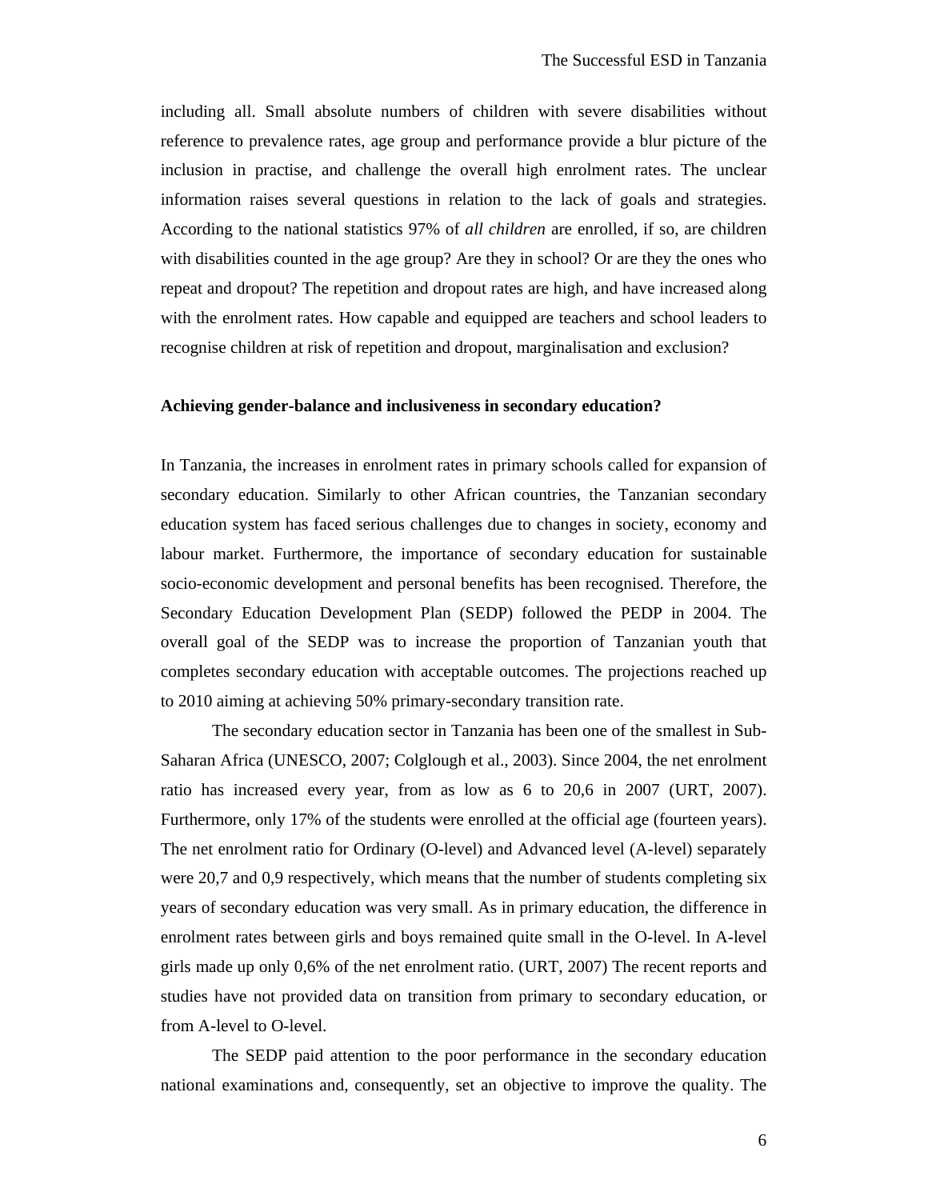including all. Small absolute numbers of children with severe disabilities without reference to prevalence rates, age group and performance provide a blur picture of the inclusion in practise, and challenge the overall high enrolment rates. The unclear information raises several questions in relation to the lack of goals and strategies. According to the national statistics 97% of *all children* are enrolled, if so, are children with disabilities counted in the age group? Are they in school? Or are they the ones who repeat and dropout? The repetition and dropout rates are high, and have increased along with the enrolment rates. How capable and equipped are teachers and school leaders to recognise children at risk of repetition and dropout, marginalisation and exclusion?

**Achieving gender-balance and inclusiveness in secondary education?**

In Tanzania, the increases in enrolment rates in primary schools called for expansion of secondary education. Similarly to other African countries, the Tanzanian secondary education system has faced serious challenges due to changes in society, economy and labour market. Furthermore, the importance of secondary education for sustainable socio-economic development and personal benefits has been recognised. Therefore, the Secondary Education Development Plan (SEDP) followed the PEDP in 2004. The overall goal of the SEDP was to increase the proportion of Tanzanian youth that completes secondary education with acceptable outcomes. The projections reached up to 2010 aiming at achieving 50% primary-secondary transition rate.

The secondary education sector in Tanzania has been one of the smallest in Sub-Saharan Africa (UNESCO, 2007; Colglough et al., 2003). Since 2004, the net enrolment ratio has increased every year, from as low as 6 to 20,6 in 2007 (URT, 2007). Furthermore, only 17% of the students were enrolled at the official age (fourteen years). The net enrolment ratio for Ordinary (O-level) and Advanced level (A-level) separately were 20,7 and 0,9 respectively, which means that the number of students completing six years of secondary education was very small. As in primary education, the difference in enrolment rates between girls and boys remained quite small in the O-level. In A-level girls made up only 0,6% of the net enrolment ratio. (URT, 2007) The recent reports and studies have not provided data on transition from primary to secondary education, or from A-level to O-level.

The SEDP paid attention to the poor performance in the secondary education national examinations and, consequently, set an objective to improve the quality. The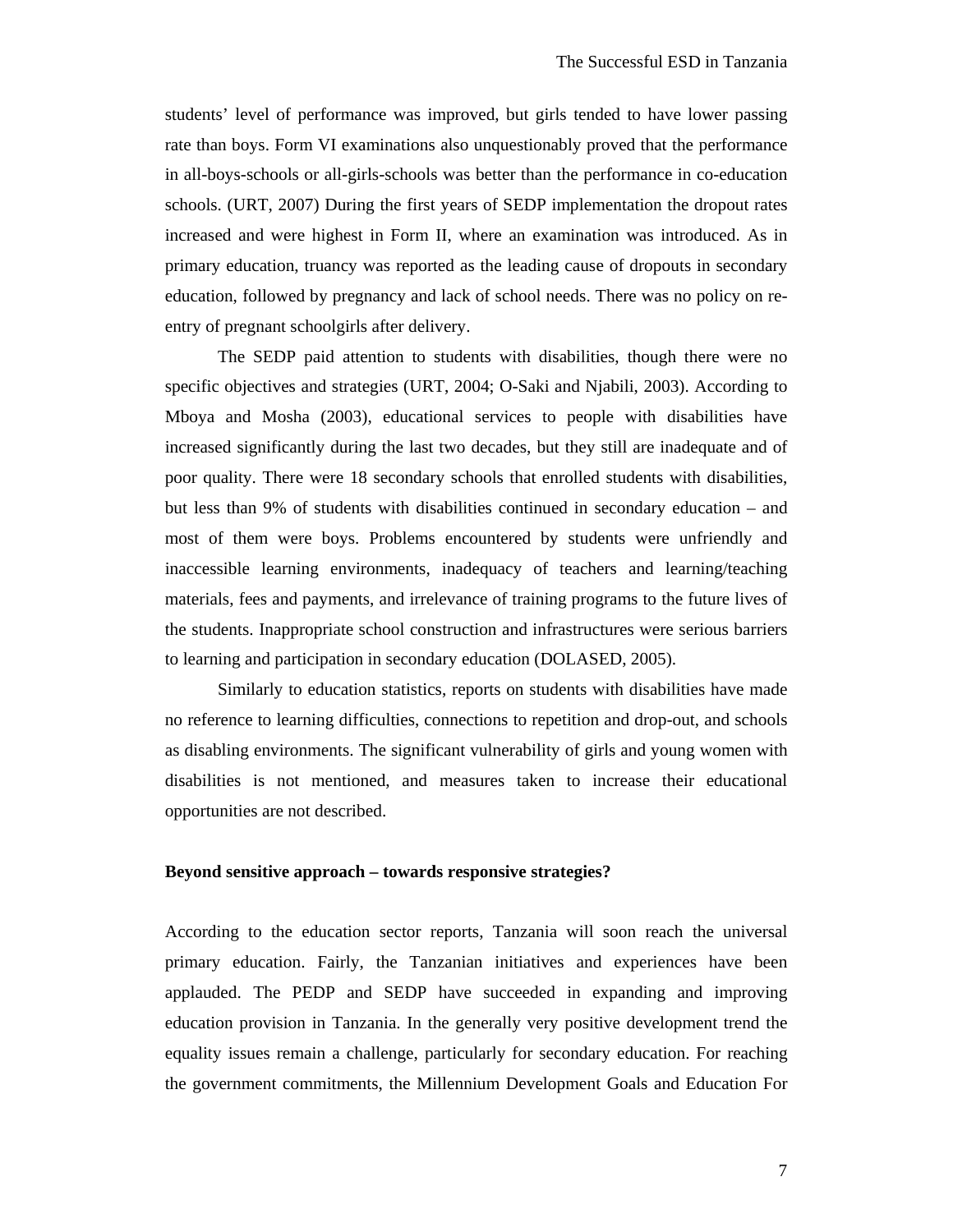students' level of performance was improved, but girls tended to have lower passing rate than boys. Form VI examinations also unquestionably proved that the performance in all-boys-schools or all-girls-schools was better than the performance in co-education schools. (URT, 2007) During the first years of SEDP implementation the dropout rates increased and were highest in Form II, where an examination was introduced. As in primary education, truancy was reported as the leading cause of dropouts in secondary education, followed by pregnancy and lack of school needs. There was no policy on re-entry of pregnant schoolgirls after delivery.

The SEDP paid attention to students with disabilities, though there were no specific objectives and strategies (URT, 2004; O-Saki and Njabili, 2003). According to Mboya and Mosha (2003), educational services to people with disabilities have increased significantly during the last two decades, but they still are inadequate and of poor quality. There were 18 secondary schools that enrolled students with disabilities, but less than 9% of students with disabilities continued in secondary education – and most of them were boys. Problems encountered by students were unfriendly and inaccessible learning environments, inadequacy of teachers and learning/teaching materials, fees and payments, and irrelevance of training programs to the future lives of the students. Inappropriate school construction and infrastructures were serious barriers to learning and participation in secondary education (DOLASED, 2005).

Similarly to education statistics, reports on students with disabilities have made no reference to learning difficulties, connections to repetition and drop-out, and schools as disabling environments. The significant vulnerability of girls and young women with disabilities is not mentioned, and measures taken to increase their educational opportunities are not described.

**Beyond sensitive approach – towards responsive strategies?**

According to the education sector reports, Tanzania will soon reach the universal primary education. Fairly, the Tanzanian initiatives and experiences have been applauded. The PEDP and SEDP have succeeded in expanding and improving education provision in Tanzania. In the generally very positive development trend the equality issues remain a challenge, particularly for secondary education. For reaching the government commitments, the Millennium Development Goals and Education For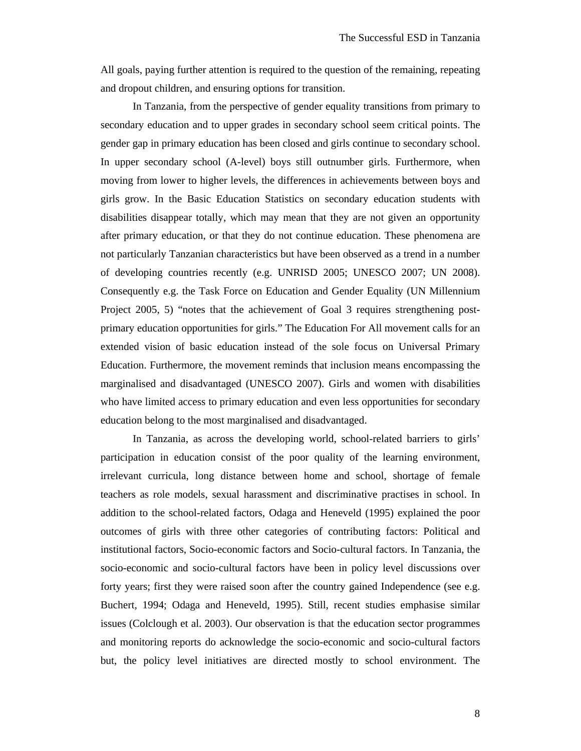All goals, paying further attention is required to the question of the remaining, repeating and dropout children, and ensuring options for transition.

In Tanzania, from the perspective of gender equality transitions from primary to secondary education and to upper grades in secondary school seem critical points. The gender gap in primary education has been closed and girls continue to secondary school. In upper secondary school (A-level) boys still outnumber girls. Furthermore, when moving from lower to higher levels, the differences in achievements between boys and girls grow. In the Basic Education Statistics on secondary education students with disabilities disappear totally, which may mean that they are not given an opportunity after primary education, or that they do not continue education. These phenomena are not particularly Tanzanian characteristics but have been observed as a trend in a number of developing countries recently (e.g. UNRISD 2005; UNESCO 2007; UN 2008). Consequently e.g. the Task Force on Education and Gender Equality (UN Millennium Project 2005, 5) "notes that the achievement of Goal 3 requires strengthening post-primary education opportunities for girls." The Education For All movement calls for an extended vision of basic education instead of the sole focus on Universal Primary Education. Furthermore, the movement reminds that inclusion means encompassing the marginalised and disadvantaged (UNESCO 2007). Girls and women with disabilities who have limited access to primary education and even less opportunities for secondary education belong to the most marginalised and disadvantaged.

In Tanzania, as across the developing world, school-related barriers to girls' participation in education consist of the poor quality of the learning environment, irrelevant curricula, long distance between home and school, shortage of female teachers as role models, sexual harassment and discriminative practises in school. In addition to the school-related factors, Odaga and Heneveld (1995) explained the poor outcomes of girls with three other categories of contributing factors: Political and institutional factors, Socio-economic factors and Socio-cultural factors. In Tanzania, the socio-economic and socio-cultural factors have been in policy level discussions over forty years; first they were raised soon after the country gained Independence (see e.g. Buchert, 1994; Odaga and Heneveld, 1995). Still, recent studies emphasise similar issues (Colclough et al. 2003). Our observation is that the education sector programmes and monitoring reports do acknowledge the socio-economic and socio-cultural factors but, the policy level initiatives are directed mostly to school environment. The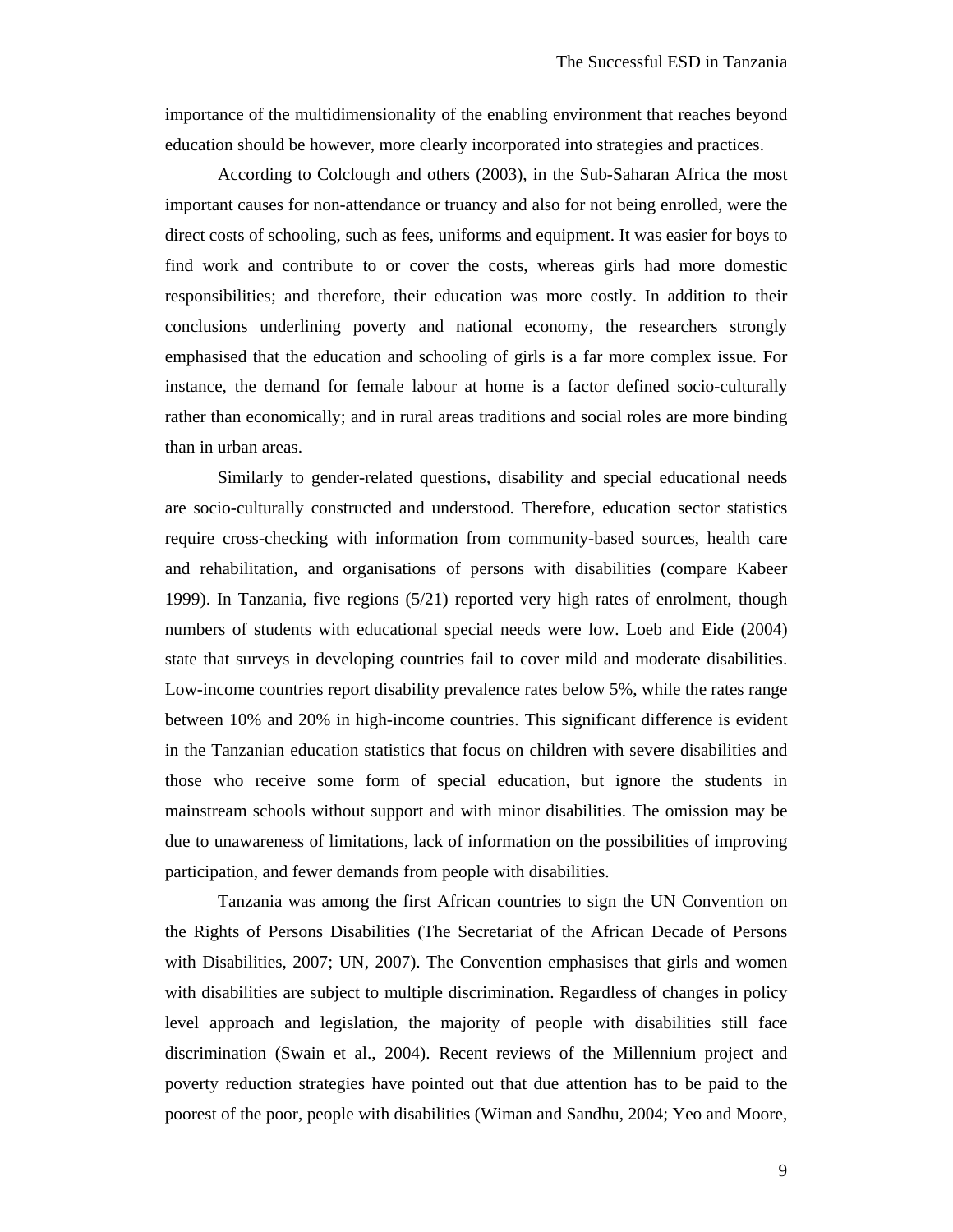importance of the multidimensionality of the enabling environment that reaches beyond education should be however, more clearly incorporated into strategies and practices.

According to Colclough and others (2003), in the Sub-Saharan Africa the most important causes for non-attendance or truancy and also for not being enrolled, were the direct costs of schooling, such as fees, uniforms and equipment. It was easier for boys to find work and contribute to or cover the costs, whereas girls had more domestic responsibilities; and therefore, their education was more costly. In addition to their conclusions underlining poverty and national economy, the researchers strongly emphasised that the education and schooling of girls is a far more complex issue. For instance, the demand for female labour at home is a factor defined socio-culturally rather than economically; and in rural areas traditions and social roles are more binding than in urban areas.

Similarly to gender-related questions, disability and special educational needs are socio-culturally constructed and understood. Therefore, education sector statistics require cross-checking with information from community-based sources, health care and rehabilitation, and organisations of persons with disabilities (compare Kabeer 1999). In Tanzania, five regions (5/21) reported very high rates of enrolment, though numbers of students with educational special needs were low. Loeb and Eide (2004) state that surveys in developing countries fail to cover mild and moderate disabilities. Low-income countries report disability prevalence rates below 5%, while the rates range between 10% and 20% in high-income countries. This significant difference is evident in the Tanzanian education statistics that focus on children with severe disabilities and those who receive some form of special education, but ignore the students in mainstream schools without support and with minor disabilities. The omission may be due to unawareness of limitations, lack of information on the possibilities of improving participation, and fewer demands from people with disabilities.

Tanzania was among the first African countries to sign the UN Convention on the Rights of Persons Disabilities (The Secretariat of the African Decade of Persons with Disabilities, 2007; UN, 2007). The Convention emphasises that girls and women with disabilities are subject to multiple discrimination. Regardless of changes in policy level approach and legislation, the majority of people with disabilities still face discrimination (Swain et al., 2004). Recent reviews of the Millennium project and poverty reduction strategies have pointed out that due attention has to be paid to the poorest of the poor, people with disabilities (Wiman and Sandhu, 2004; Yeo and Moore,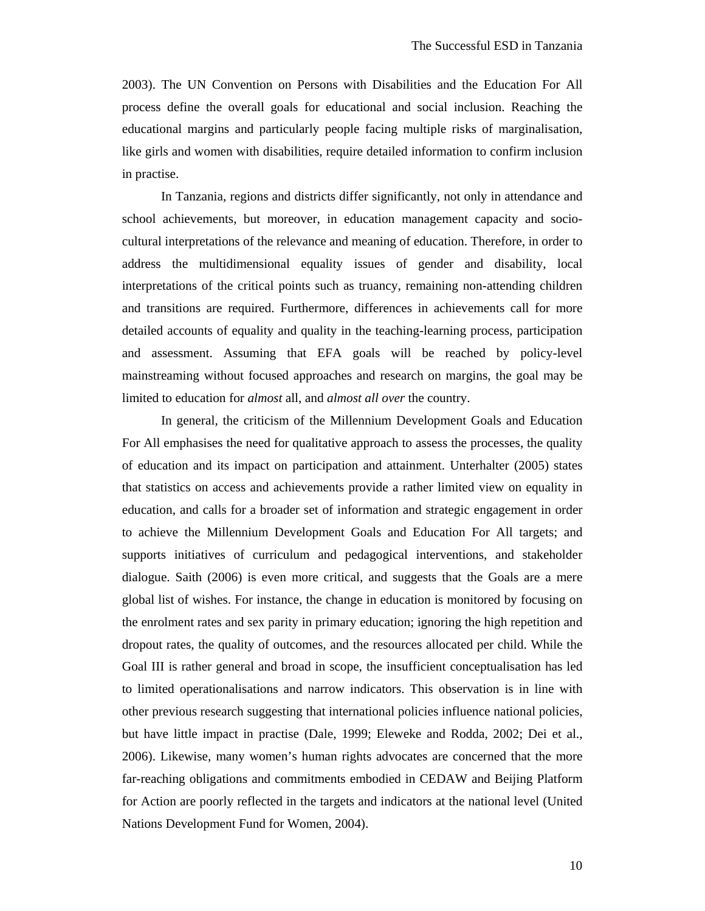2003). The UN Convention on Persons with Disabilities and the Education For All process define the overall goals for educational and social inclusion. Reaching the educational margins and particularly people facing multiple risks of marginalisation, like girls and women with disabilities, require detailed information to confirm inclusion in practise.

In Tanzania, regions and districts differ significantly, not only in attendance and school achievements, but moreover, in education management capacity and socio-cultural interpretations of the relevance and meaning of education. Therefore, in order to address the multidimensional equality issues of gender and disability, local interpretations of the critical points such as truancy, remaining non-attending children and transitions are required. Furthermore, differences in achievements call for more detailed accounts of equality and quality in the teaching-learning process, participation and assessment. Assuming that EFA goals will be reached by policy-level mainstreaming without focused approaches and research on margins, the goal may be limited to education for *almost* all, and *almost all over* the country.

In general, the criticism of the Millennium Development Goals and Education For All emphasises the need for qualitative approach to assess the processes, the quality of education and its impact on participation and attainment. Unterhalter (2005) states that statistics on access and achievements provide a rather limited view on equality in education, and calls for a broader set of information and strategic engagement in order to achieve the Millennium Development Goals and Education For All targets; and supports initiatives of curriculum and pedagogical interventions, and stakeholder dialogue. Saith (2006) is even more critical, and suggests that the Goals are a mere global list of wishes. For instance, the change in education is monitored by focusing on the enrolment rates and sex parity in primary education; ignoring the high repetition and dropout rates, the quality of outcomes, and the resources allocated per child. While the Goal III is rather general and broad in scope, the insufficient conceptualisation has led to limited operationalisations and narrow indicators. This observation is in line with other previous research suggesting that international policies influence national policies, but have little impact in practise (Dale, 1999; Eleweke and Rodda, 2002; Dei et al., 2006). Likewise, many women's human rights advocates are concerned that the more far-reaching obligations and commitments embodied in CEDAW and Beijing Platform for Action are poorly reflected in the targets and indicators at the national level (United Nations Development Fund for Women, 2004).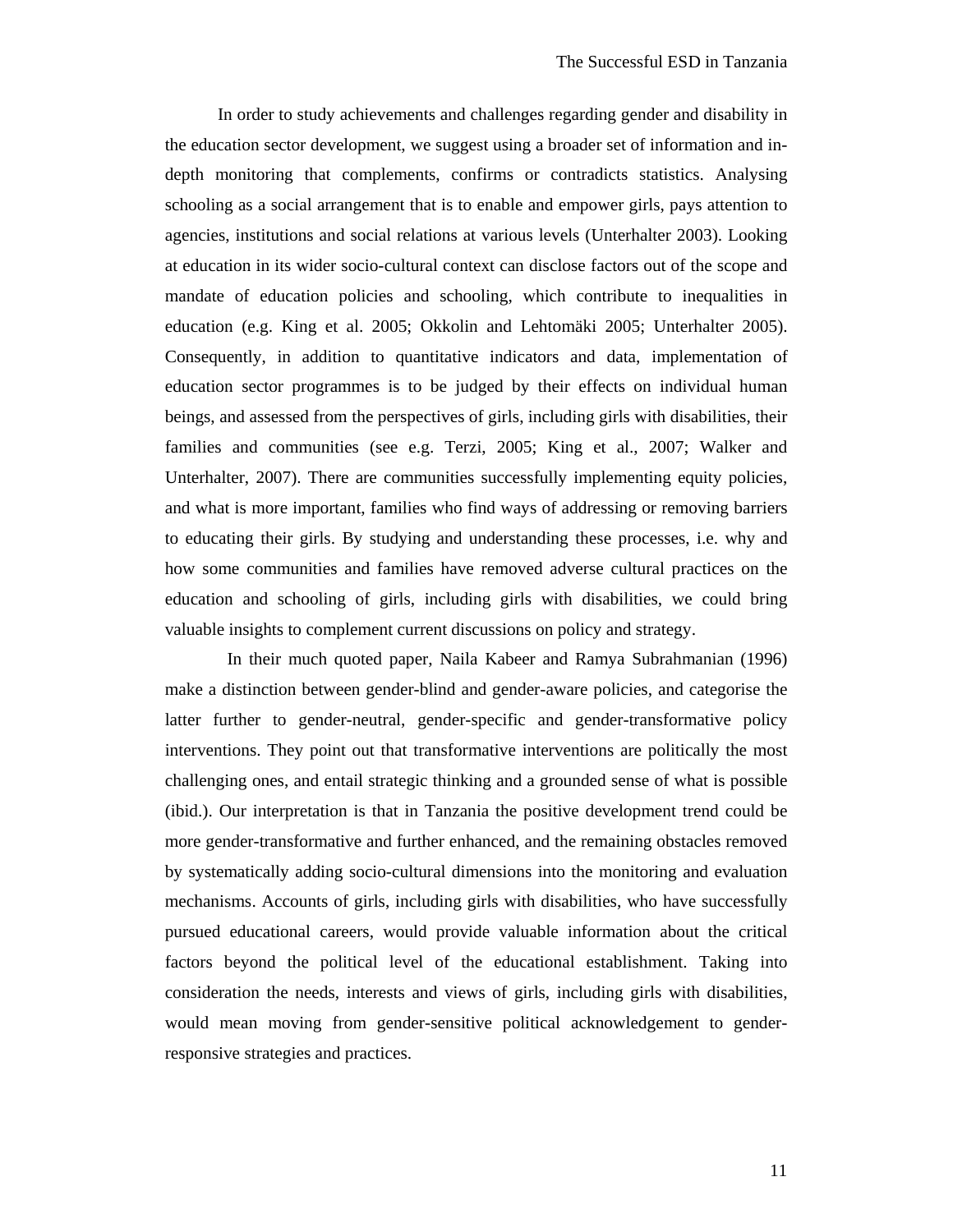In order to study achievements and challenges regarding gender and disability in the education sector development, we suggest using a broader set of information and in-depth monitoring that complements, confirms or contradicts statistics. Analysing schooling as a social arrangement that is to enable and empower girls, pays attention to agencies, institutions and social relations at various levels (Unterhalter 2003). Looking at education in its wider socio-cultural context can disclose factors out of the scope and mandate of education policies and schooling, which contribute to inequalities in education (e.g. King et al. 2005; Okkolin and Lehtomäki 2005; Unterhalter 2005). Consequently, in addition to quantitative indicators and data, implementation of education sector programmes is to be judged by their effects on individual human beings, and assessed from the perspectives of girls, including girls with disabilities, their families and communities (see e.g. Terzi, 2005; King et al., 2007; Walker and Unterhalter, 2007). There are communities successfully implementing equity policies, and what is more important, families who find ways of addressing or removing barriers to educating their girls. By studying and understanding these processes, i.e. why and how some communities and families have removed adverse cultural practices on the education and schooling of girls, including girls with disabilities, we could bring valuable insights to complement current discussions on policy and strategy.

In their much quoted paper, Naila Kabeer and Ramya Subrahmanian (1996) make a distinction between gender-blind and gender-aware policies, and categorise the latter further to gender-neutral, gender-specific and gender-transformative policy interventions. They point out that transformative interventions are politically the most challenging ones, and entail strategic thinking and a grounded sense of what is possible (ibid.). Our interpretation is that in Tanzania the positive development trend could be more gender-transformative and further enhanced, and the remaining obstacles removed by systematically adding socio-cultural dimensions into the monitoring and evaluation mechanisms. Accounts of girls, including girls with disabilities, who have successfully pursued educational careers, would provide valuable information about the critical factors beyond the political level of the educational establishment. Taking into consideration the needs, interests and views of girls, including girls with disabilities, would mean moving from gender-sensitive political acknowledgement to gender-responsive strategies and practices.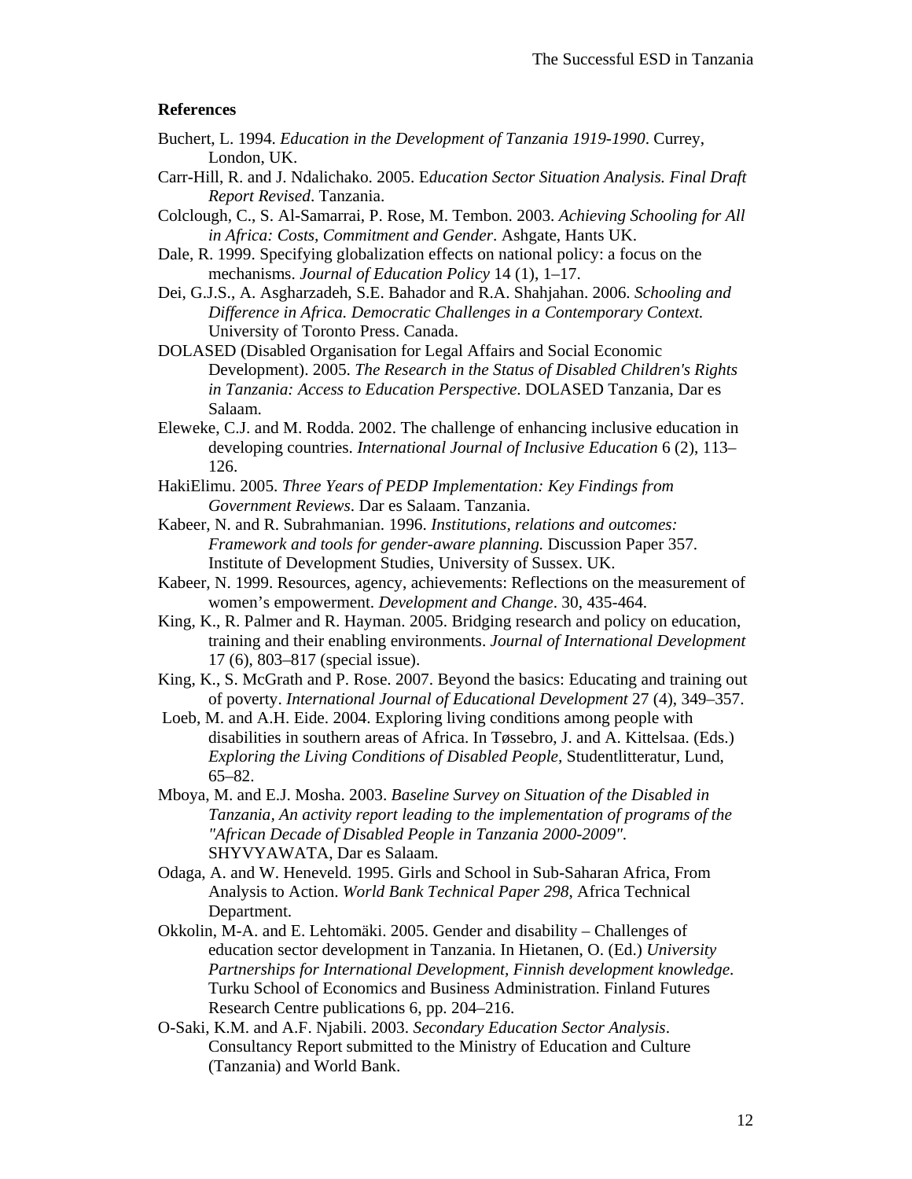## References

Buchert, L. 1994. *Education in the Development of Tanzania 1919-1990*. Currey, London, UK.

Carr-Hill, R. and J. Ndalichako. 2005. E*ducation Sector Situation Analysis. Final Draft Report Revised*. Tanzania.

Colclough, C., S. Al-Samarrai, P. Rose, M. Tembon. 2003. *Achieving Schooling for All in Africa: Costs, Commitment and Gender*. Ashgate, Hants UK.

Dale, R. 1999. Specifying globalization effects on national policy: a focus on the mechanisms. *Journal of Education Policy* 14 (1), 1–17.

Dei, G.J.S., A. Asgharzadeh, S.E. Bahador and R.A. Shahjahan. 2006. *Schooling and Difference in Africa. Democratic Challenges in a Contemporary Context*. University of Toronto Press. Canada.

DOLASED (Disabled Organisation for Legal Affairs and Social Economic Development). 2005. *The Research in the Status of Disabled Children's Rights in Tanzania: Access to Education Perspective*. DOLASED Tanzania, Dar es Salaam.

Eleweke, C.J. and M. Rodda. 2002. The challenge of enhancing inclusive education in developing countries. *International Journal of Inclusive Education* 6 (2), 113–126.

HakiElimu. 2005. *Three Years of PEDP Implementation: Key Findings from Government Reviews*. Dar es Salaam. Tanzania.

Kabeer, N. and R. Subrahmanian. 1996. *Institutions, relations and outcomes: Framework and tools for gender-aware planning.* Discussion Paper 357. Institute of Development Studies, University of Sussex. UK.

Kabeer, N. 1999. Resources, agency, achievements: Reflections on the measurement of women's empowerment. *Development and Change*. 30, 435-464.

King, K., R. Palmer and R. Hayman. 2005. Bridging research and policy on education, training and their enabling environments. *Journal of International Development* 17 (6), 803–817 (special issue).

King, K., S. McGrath and P. Rose. 2007. Beyond the basics: Educating and training out of poverty. *International Journal of Educational Development* 27 (4), 349–357.

Loeb, M. and A.H. Eide. 2004. Exploring living conditions among people with disabilities in southern areas of Africa. In Tøssebro, J. and A. Kittelsaa. (Eds.) *Exploring the Living Conditions of Disabled People,* Studentlitteratur, Lund, 65–82.

Mboya, M. and E.J. Mosha. 2003. *Baseline Survey on Situation of the Disabled in Tanzania, An activity report leading to the implementation of programs of the "African Decade of Disabled People in Tanzania 2000-2009"*. SHYVYAWATA, Dar es Salaam.

Odaga, A. and W. Heneveld. 1995. Girls and School in Sub-Saharan Africa, From Analysis to Action. *World Bank Technical Paper 298*, Africa Technical Department.

Okkolin, M-A. and E. Lehtomäki. 2005. Gender and disability – Challenges of education sector development in Tanzania. In Hietanen, O. (Ed.) *University Partnerships for International Development, Finnish development knowledge*. Turku School of Economics and Business Administration. Finland Futures Research Centre publications 6, pp. 204–216.

O-Saki, K.M. and A.F. Njabili. 2003. *Secondary Education Sector Analysis*. Consultancy Report submitted to the Ministry of Education and Culture (Tanzania) and World Bank.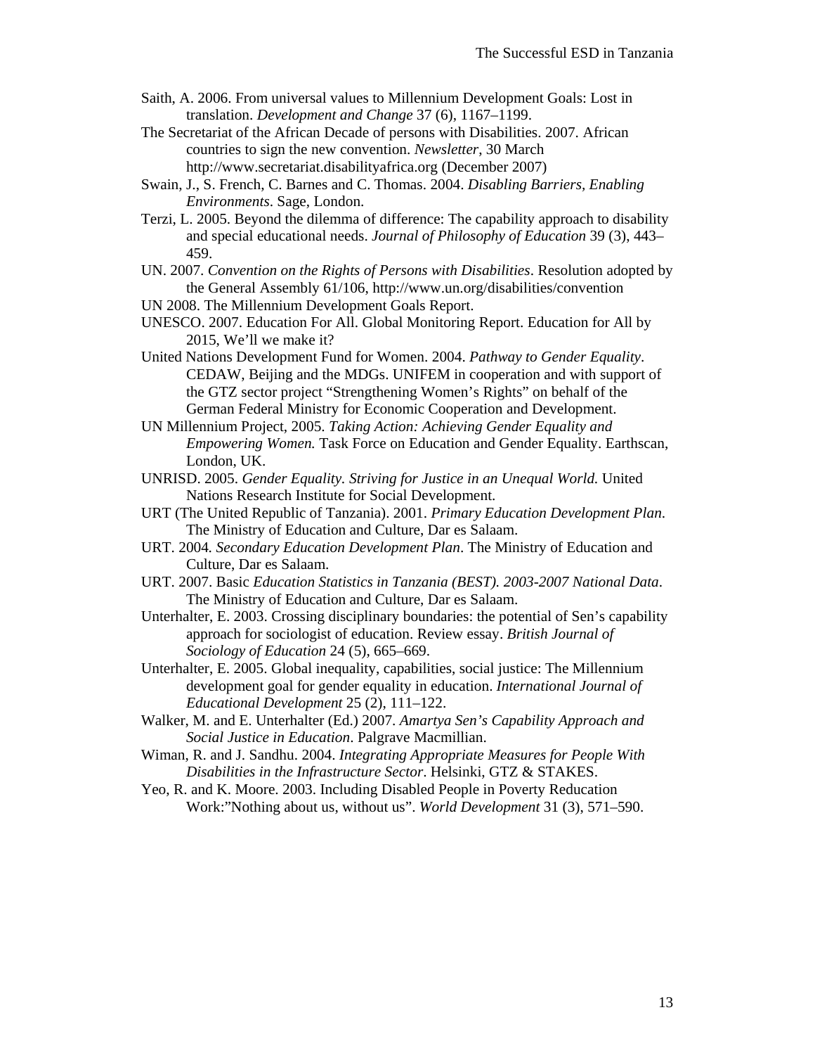Saith, A. 2006. From universal values to Millennium Development Goals: Lost in translation. *Development and Change* 37 (6), 1167–1199.

The Secretariat of the African Decade of persons with Disabilities. 2007. African countries to sign the new convention. *Newsletter*, 30 March http://www.secretariat.disabilityafrica.org (December 2007)

Swain, J., S. French, C. Barnes and C. Thomas. 2004. *Disabling Barriers, Enabling Environments*. Sage, London.

Terzi, L. 2005. Beyond the dilemma of difference: The capability approach to disability and special educational needs. *Journal of Philosophy of Education* 39 (3), 443–459.

UN. 2007. *Convention on the Rights of Persons with Disabilities*. Resolution adopted by the General Assembly 61/106, http://www.un.org/disabilities/convention

UN 2008. The Millennium Development Goals Report.

UNESCO. 2007. Education For All. Global Monitoring Report. Education for All by 2015, We'll we make it?

United Nations Development Fund for Women. 2004. *Pathway to Gender Equality*. CEDAW, Beijing and the MDGs. UNIFEM in cooperation and with support of the GTZ sector project "Strengthening Women's Rights" on behalf of the German Federal Ministry for Economic Cooperation and Development.

UN Millennium Project, 2005. *Taking Action: Achieving Gender Equality and Empowering Women.* Task Force on Education and Gender Equality. Earthscan, London, UK.

UNRISD. 2005. *Gender Equality. Striving for Justice in an Unequal World.* United Nations Research Institute for Social Development.

URT (The United Republic of Tanzania). 2001. *Primary Education Development Plan*. The Ministry of Education and Culture, Dar es Salaam.

URT. 2004*. Secondary Education Development Plan*. The Ministry of Education and Culture, Dar es Salaam.

URT. 2007. Basic *Education Statistics in Tanzania (BEST). 2003-2007 National Data*. The Ministry of Education and Culture, Dar es Salaam.

Unterhalter, E. 2003. Crossing disciplinary boundaries: the potential of Sen's capability approach for sociologist of education. Review essay. *British Journal of Sociology of Education* 24 (5), 665–669.

Unterhalter, E. 2005. Global inequality, capabilities, social justice: The Millennium development goal for gender equality in education. *International Journal of Educational Development* 25 (2), 111–122.

Walker, M. and E. Unterhalter (Ed.) 2007. *Amartya Sen's Capability Approach and Social Justice in Education*. Palgrave Macmillian.

Wiman, R. and J. Sandhu. 2004. *Integrating Appropriate Measures for People With Disabilities in the Infrastructure Sector*. Helsinki, GTZ & STAKES.

Yeo, R. and K. Moore. 2003. Including Disabled People in Poverty Reducation Work:"Nothing about us, without us". *World Development* 31 (3), 571–590.